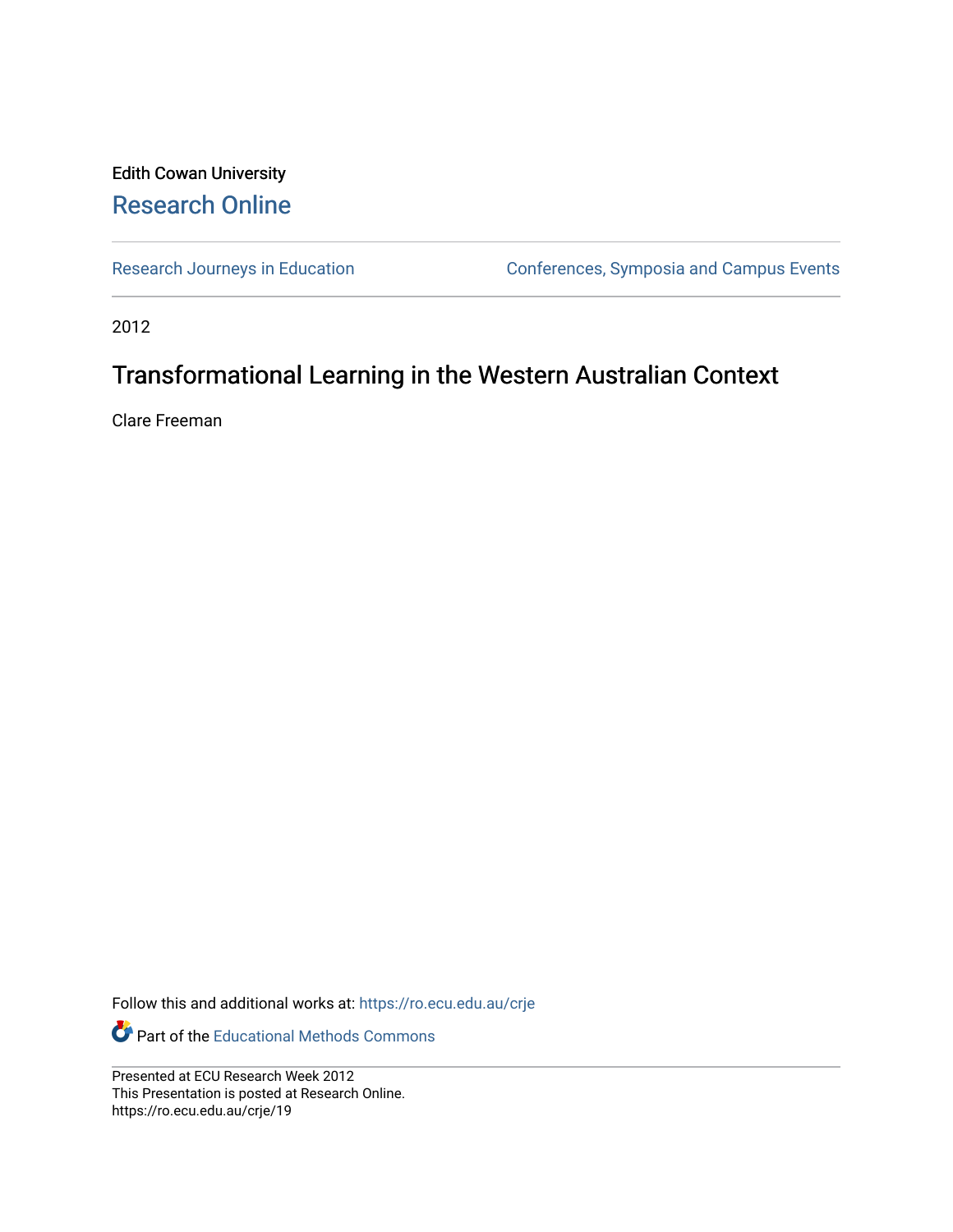Edith Cowan University

Research Online

Research Journeys in Education

Conferences, Symposia and Campus Events

2012

# Transformational Learning in the Western Australian Context

Clare Freeman

Follow this and additional works at: https://ro.ecu.edu.au/crje

Part of the Educational Methods Commons

Presented at ECU Research Week 2012
This Presentation is posted at Research Online.
https://ro.ecu.edu.au/crje/19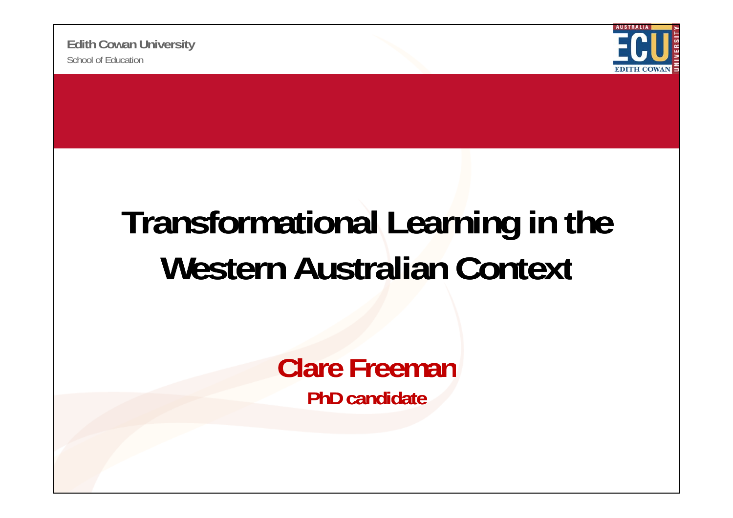Edith Cowan University

School of Education

# Transformational Learning in the Western Australian Context

**Clare Freeman**

**PhD candidate**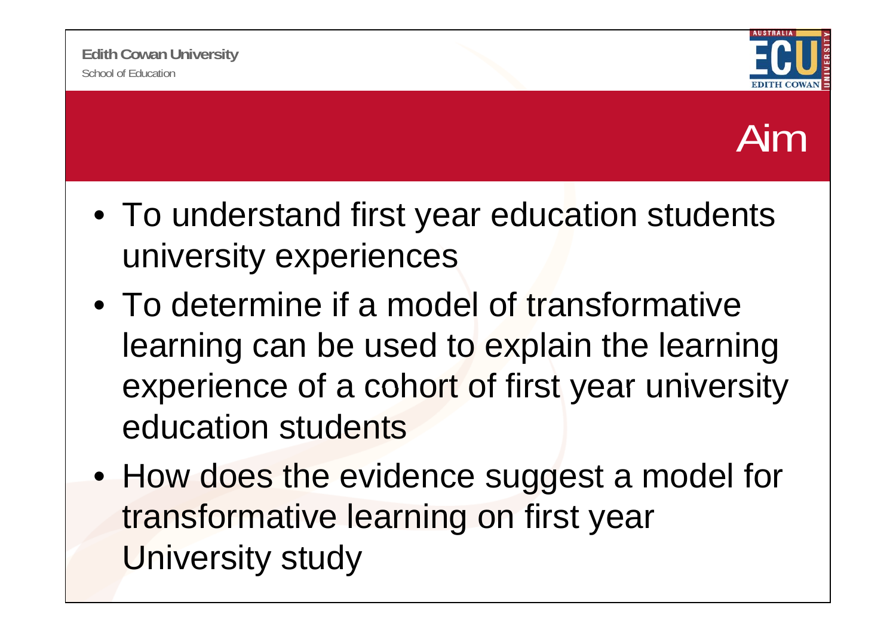# Aim

- To understand first year education students university experiences
- To determine if a model of transformative learning can be used to explain the learning experience of a cohort of first year university education students
- How does the evidence suggest a model for transformative learning on first year University study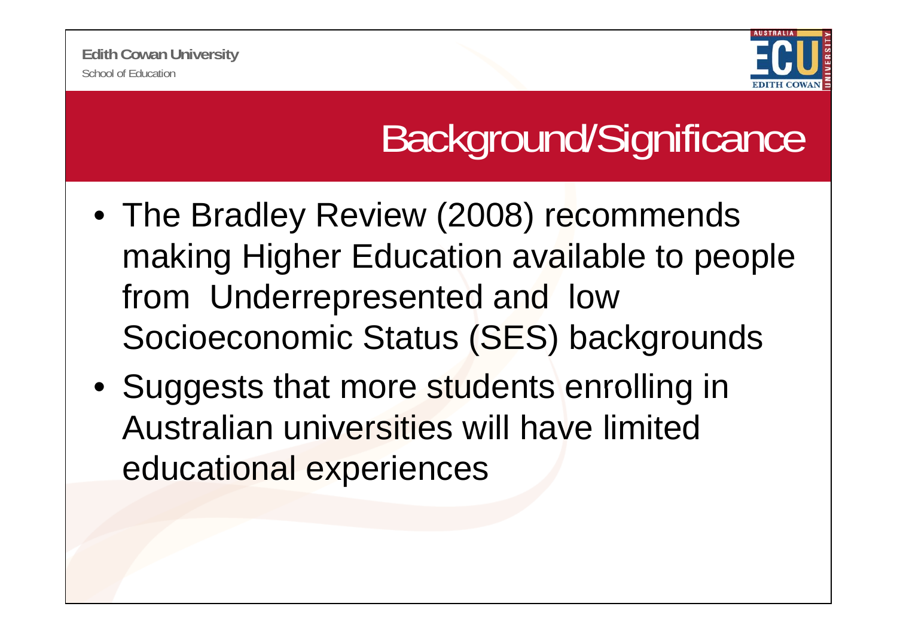# Background/Significance

- The Bradley Review (2008) recommends making Higher Education available to people from Underrepresented and low Socioeconomic Status (SES) backgrounds
- Suggests that more students enrolling in Australian universities will have limited educational experiences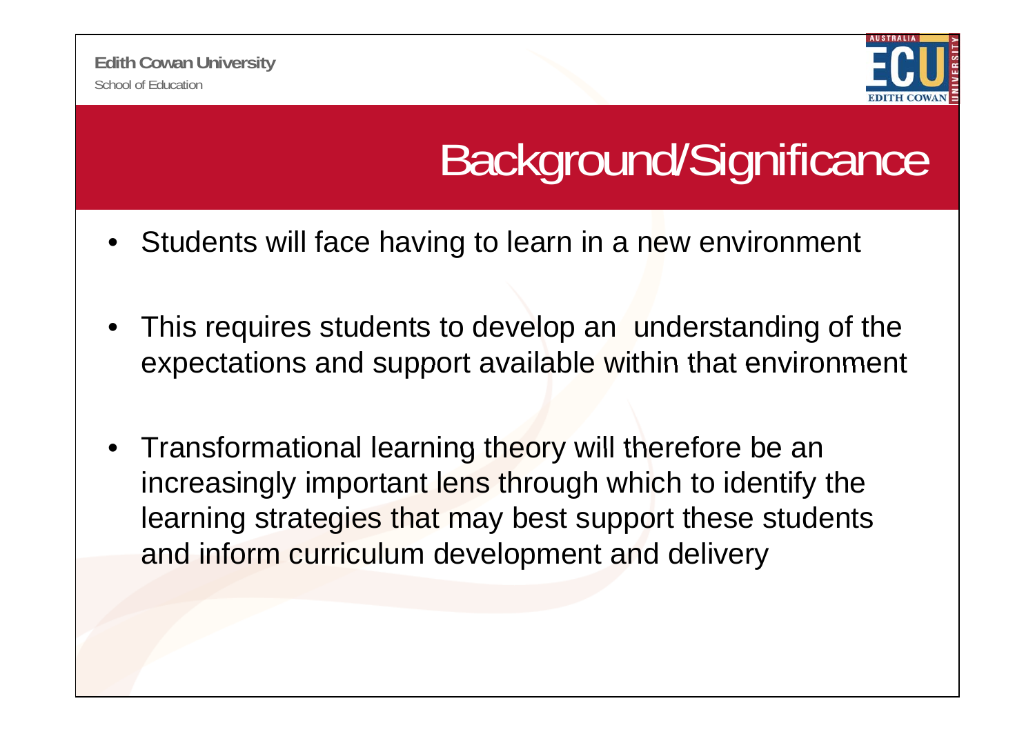# Background/Significance

- Students will face having to learn in a new environment
- This requires students to develop an understanding of the expectations and support available within that environment
- Transformational learning theory will therefore be an increasingly important lens through which to identify the learning strategies that may best support these students and inform curriculum development and delivery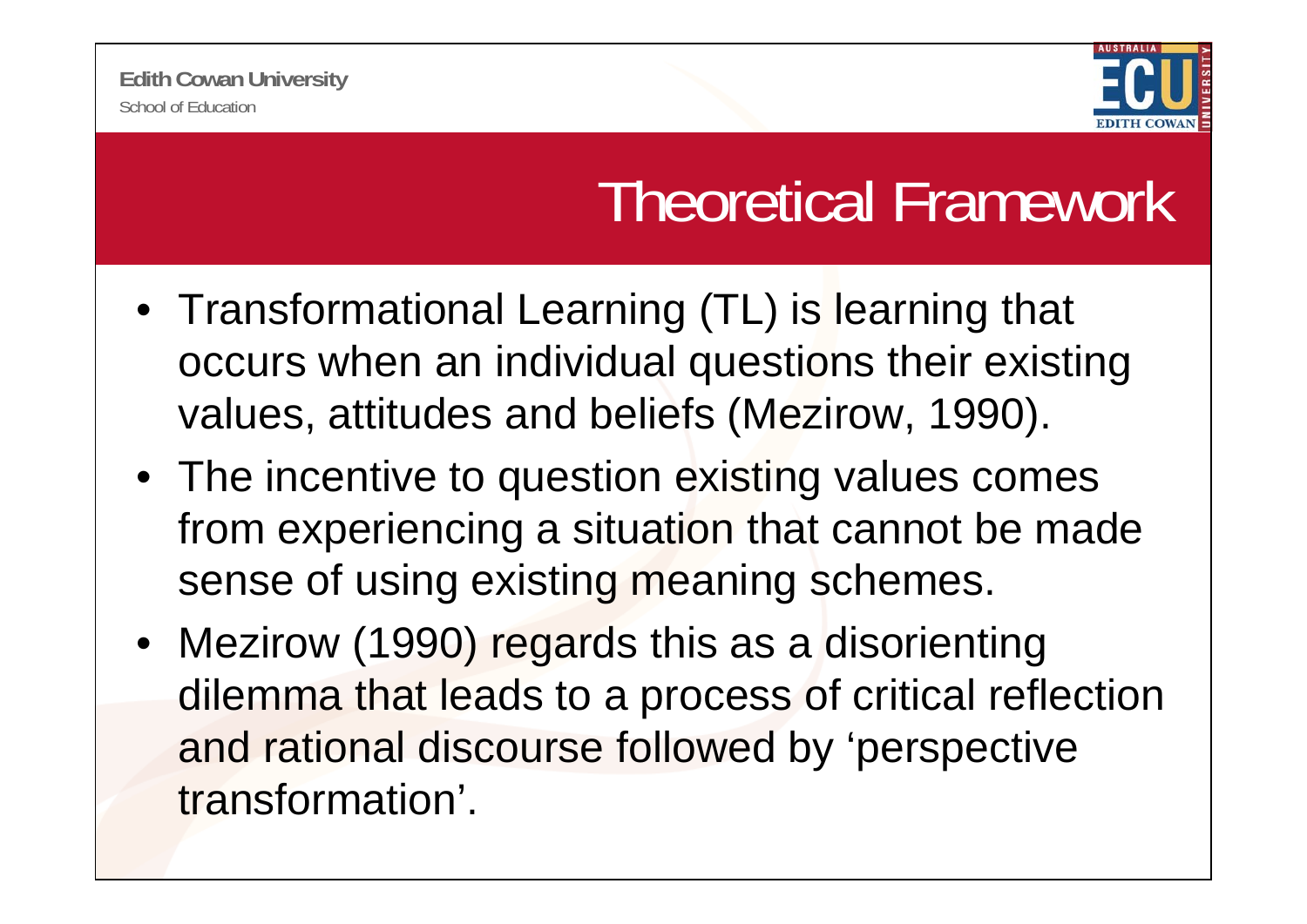# Theoretical Framework

- Transformational Learning (TL) is learning that occurs when an individual questions their existing values, attitudes and beliefs (Mezirow, 1990).
- The incentive to question existing values comes from experiencing a situation that cannot be made sense of using existing meaning schemes.
- Mezirow (1990) regards this as a disorienting dilemma that leads to a process of critical reflection and rational discourse followed by 'perspective transformation'.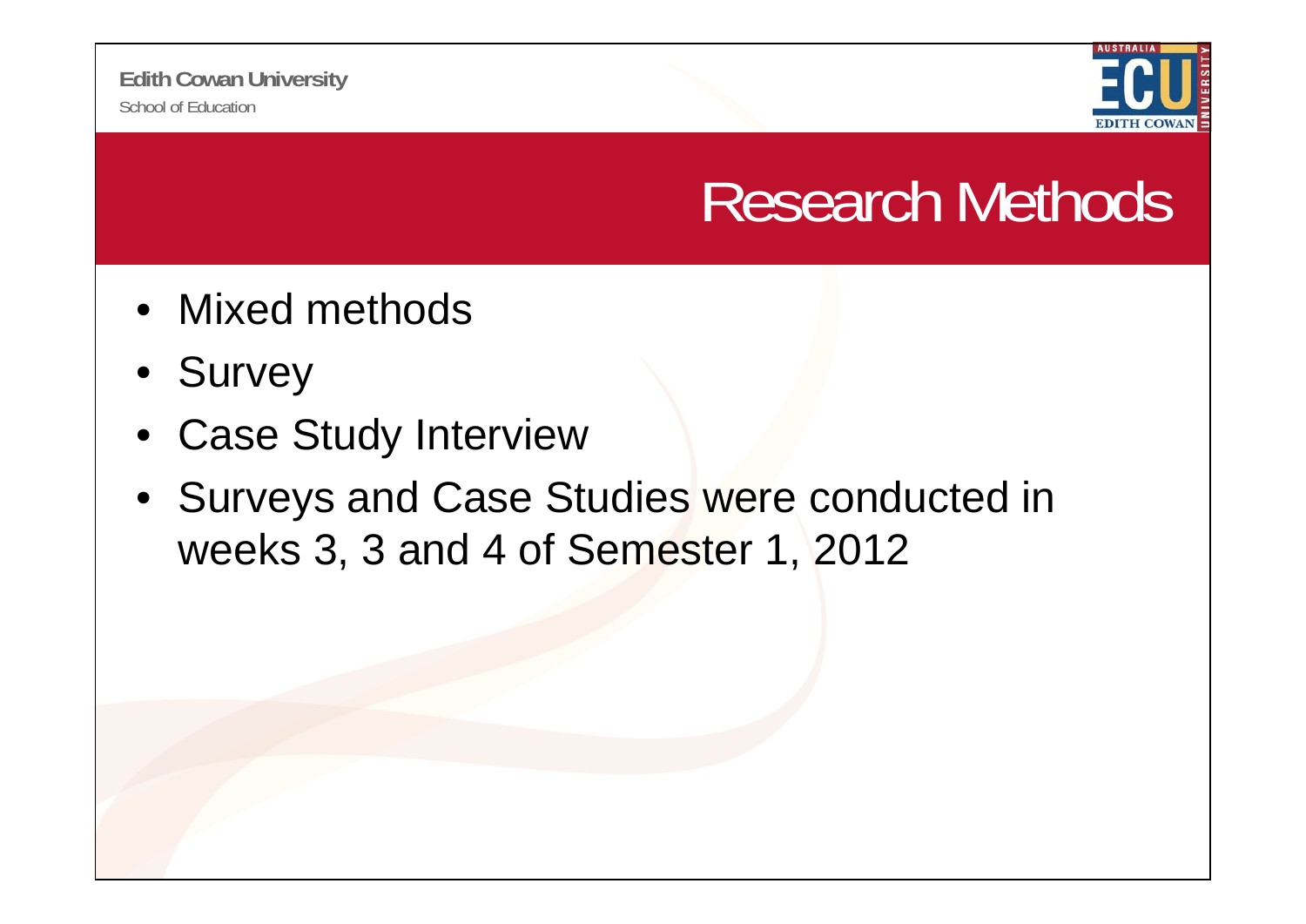# Research Methods

- Mixed methods
- Survey
- Case Study Interview
- Surveys and Case Studies were conducted in weeks 3, 3 and 4 of Semester 1, 2012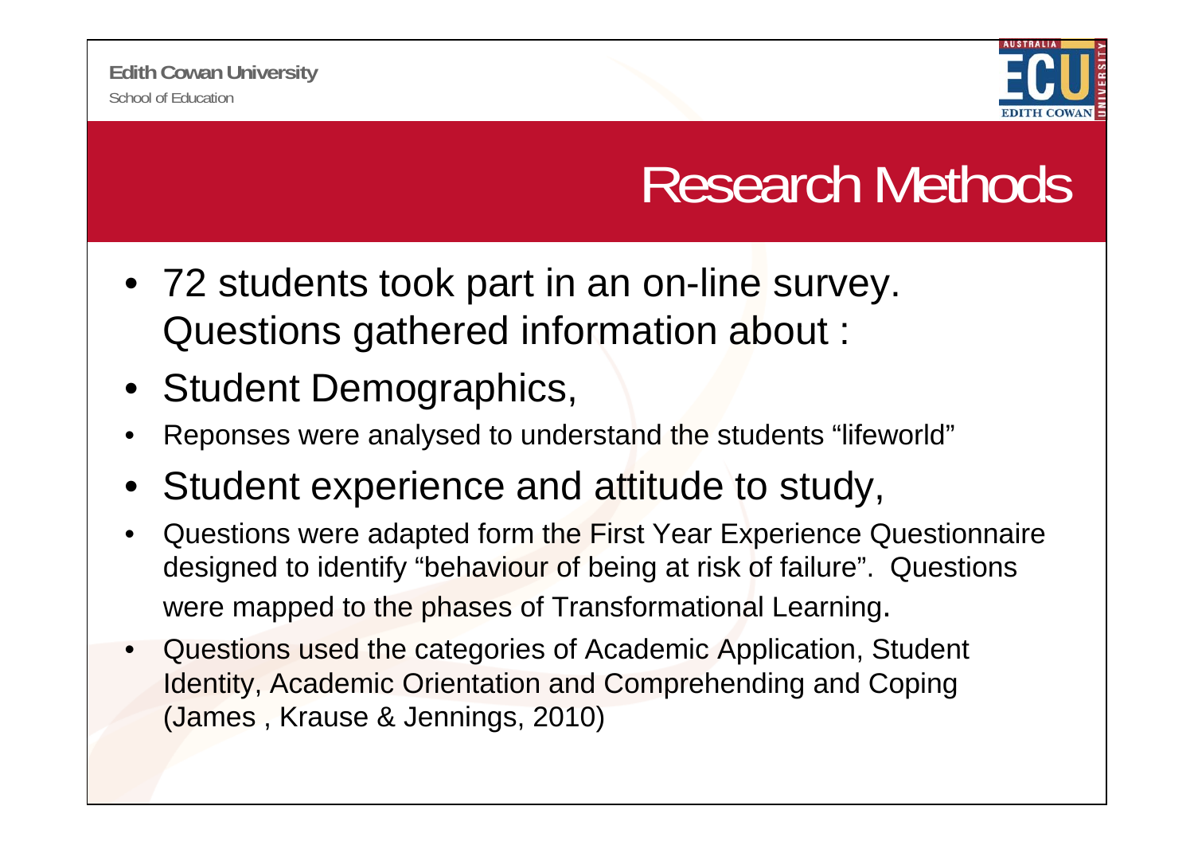# Research Methods

- 72 students took part in an on-line survey. Questions gathered information about :
- Student Demographics,
- Reponses were analysed to understand the students "lifeworld"
- Student experience and attitude to study,
- Questions were adapted form the First Year Experience Questionnaire designed to identify "behaviour of being at risk of failure". Questions were mapped to the phases of Transformational Learning.
- Questions used the categories of Academic Application, Student Identity, Academic Orientation and Comprehending and Coping (James , Krause & Jennings, 2010)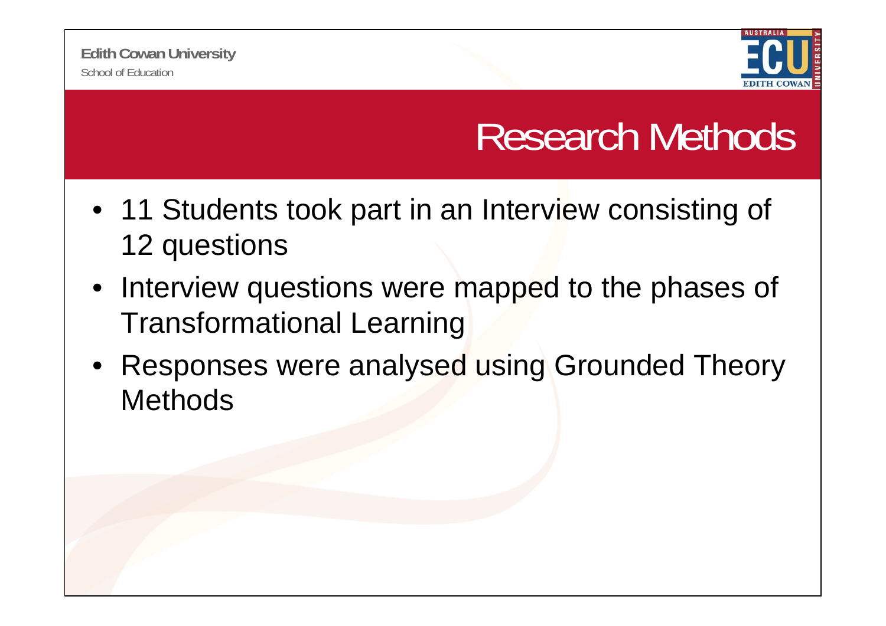# Research Methods

- 11 Students took part in an Interview consisting of 12 questions
- Interview questions were mapped to the phases of Transformational Learning
- Responses were analysed using Grounded Theory Methods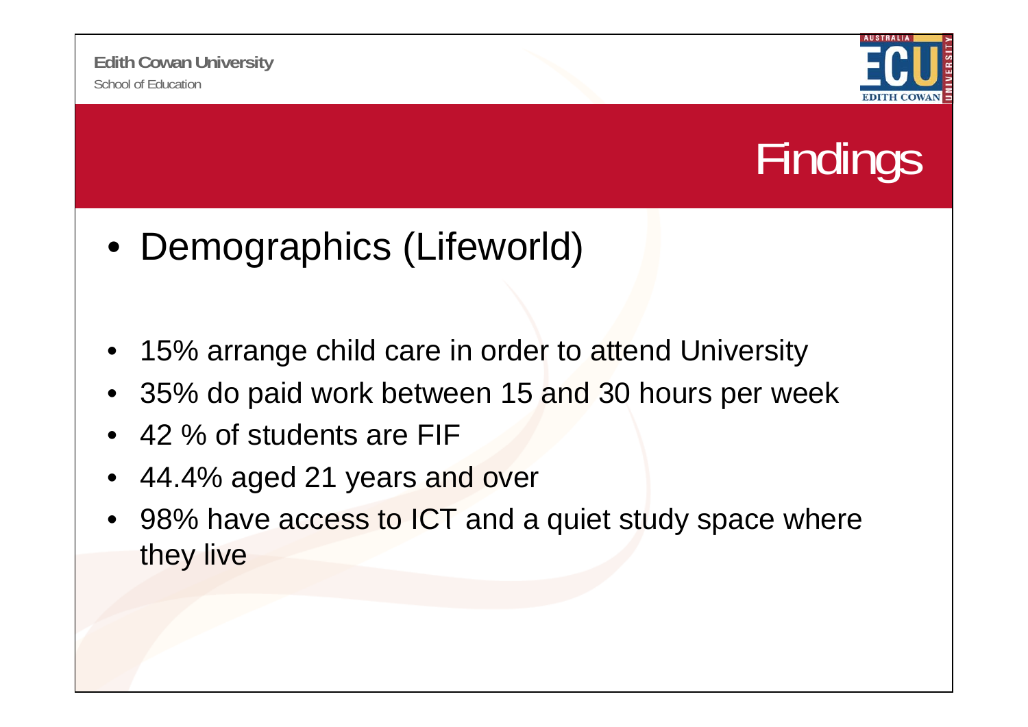# Findings

- Demographics (Lifeworld)

- 15% arrange child care in order to attend University
- 35% do paid work between 15 and 30 hours per week
- 42 % of students are FIF
- 44.4% aged 21 years and over
- 98% have access to ICT and a quiet study space where they live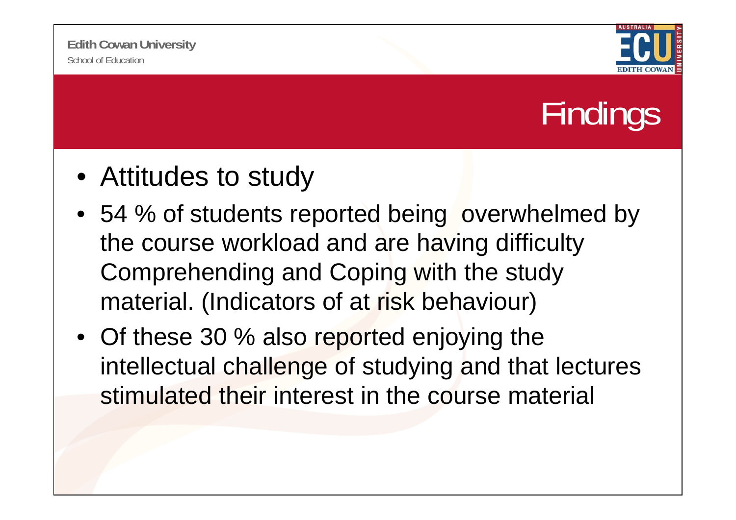# Findings

- Attitudes to study
- 54 % of students reported being overwhelmed by the course workload and are having difficulty Comprehending and Coping with the study material. (Indicators of at risk behaviour)
- Of these 30 % also reported enjoying the intellectual challenge of studying and that lectures stimulated their interest in the course material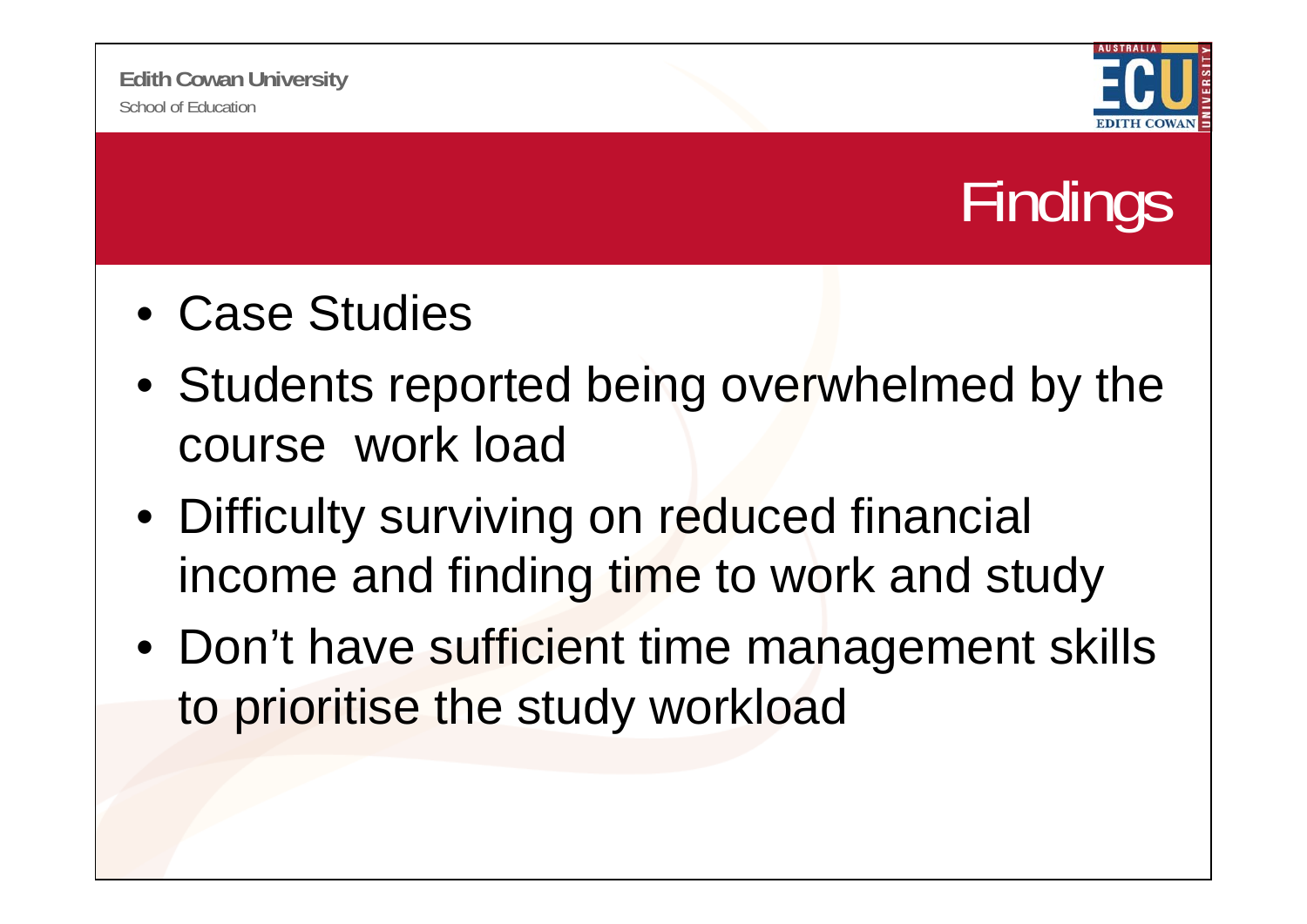# Findings

- Case Studies
- Students reported being overwhelmed by the course work load
- Difficulty surviving on reduced financial income and finding time to work and study
- Don't have sufficient time management skills to prioritise the study workload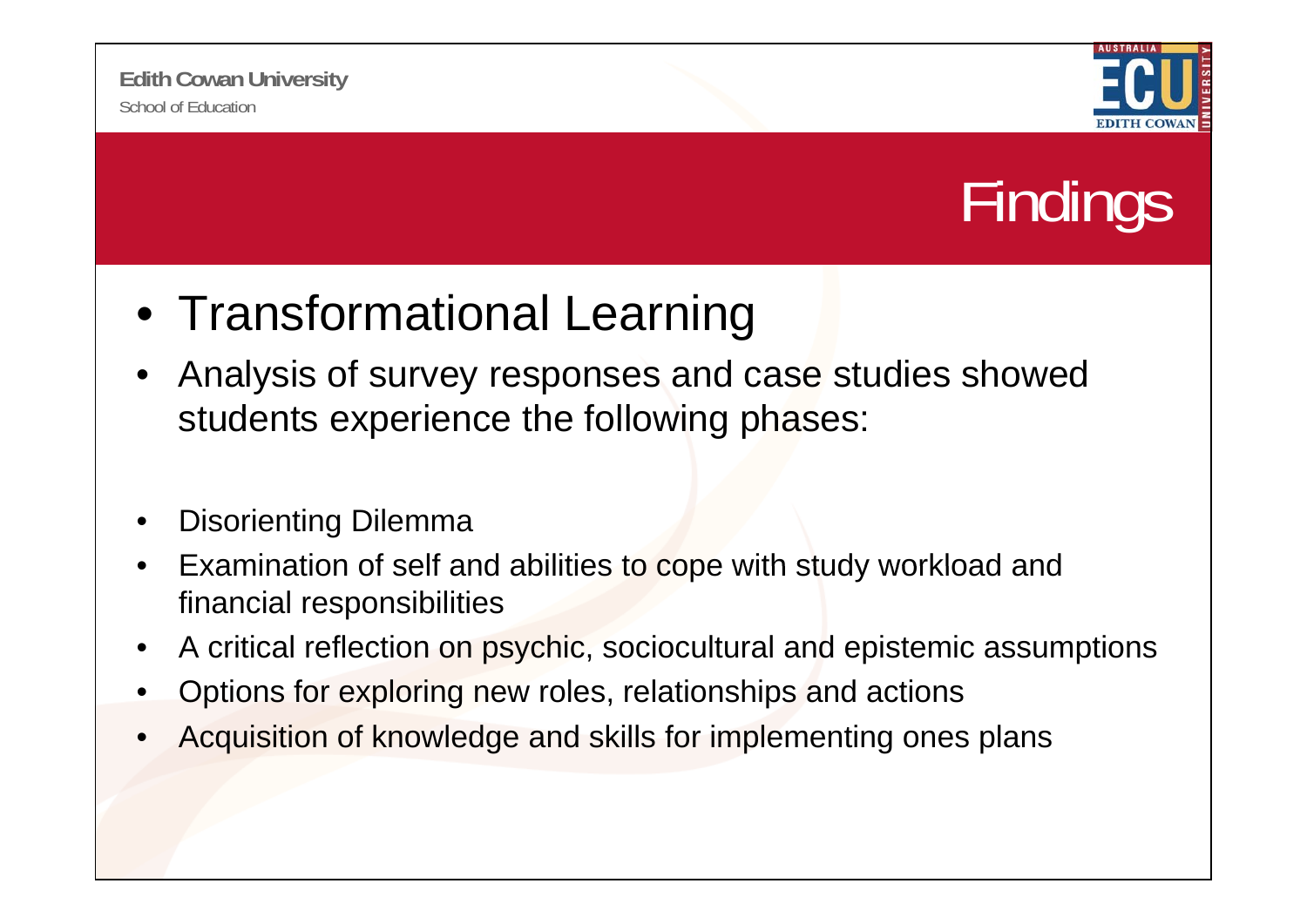# Findings

- Transformational Learning
- Analysis of survey responses and case studies showed students experience the following phases:

- Disorienting Dilemma
- Examination of self and abilities to cope with study workload and financial responsibilities
- A critical reflection on psychic, sociocultural and epistemic assumptions
- Options for exploring new roles, relationships and actions
- Acquisition of knowledge and skills for implementing ones plans